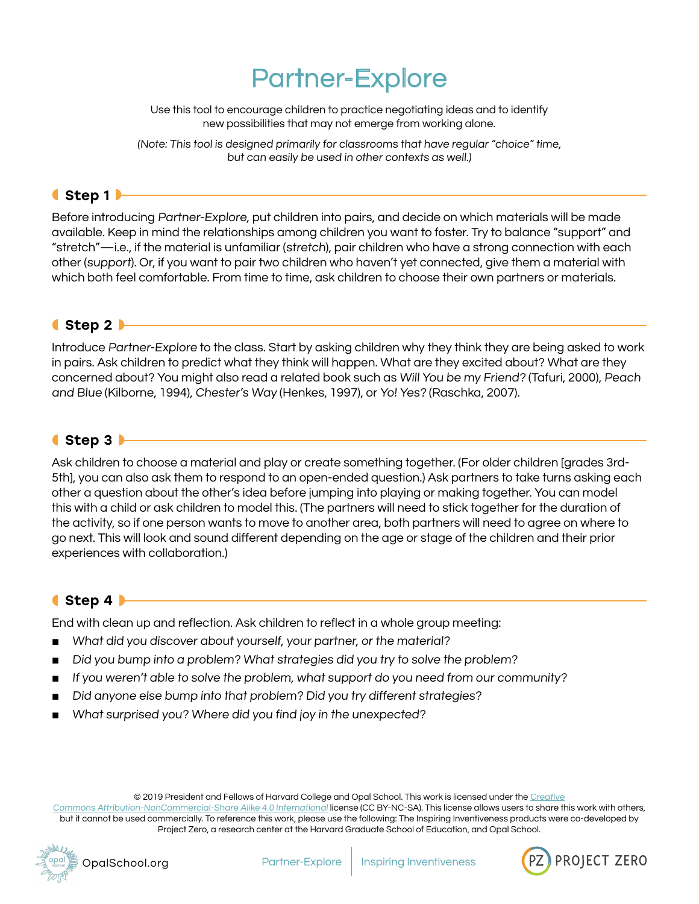# Partner-Explore

Use this tool to encourage children to practice negotiating ideas and to identify new possibilities that may not emerge from working alone.

*(Note: This tool is designed primarily for classrooms that have regular "choice" time, but can easily be used in other contexts as well.)*

## Step 1

Before introducing *Partner-Explore,* put children into pairs, and decide on which materials will be made available. Keep in mind the relationships among children you want to foster. Try to balance "support" and "stretch"—i.e., if the material is unfamiliar (*stretch*), pair children who have a strong connection with each other (*support*). Or, if you want to pair two children who haven't yet connected, give them a material with which both feel comfortable. From time to time, ask children to choose their own partners or materials.

## Step 2

Introduce *Partner-Explore* to the class. Start by asking children why they think they are being asked to work in pairs. Ask children to predict what they think will happen. What are they excited about? What are they concerned about? You might also read a related book such as *Will You be my Friend?* (Tafuri, 2000), *Peach and Blue* (Kilborne, 1994), *Chester's Way* (Henkes, 1997), or *Yo! Yes?* (Raschka, 2007).

## Step 3

Ask children to choose a material and play or create something together. (For older children [grades 3rd-5th], you can also ask them to respond to an open-ended question.) Ask partners to take turns asking each other a question about the other's idea before jumping into playing or making together. You can model this with a child or ask children to model this. (The partners will need to stick together for the duration of the activity, so if one person wants to move to another area, both partners will need to agree on where to go next. This will look and sound different depending on the age or stage of the children and their prior experiences with collaboration.)

## Step 4

End with clean up and reflection. Ask children to reflect in a whole group meeting:

- *What did you discover about yourself, your partner, or the material?*
- *Did you bump into a problem? What strategies did you try to solve the problem?*
- *If you weren't able to solve the problem, what support do you need from our community?*
- *Did anyone else bump into that problem? Did you try different strategies?*
- *What surprised you? Where did you find joy in the unexpected?*

© 2019 President and Fellows of Harvard College and Opal School. This work is licensed under the *Creative Commons Attribution-NonCommercial-Share Alike 4.0 International* license (CC BY-NC-SA). This license allows users to share this work with others, but it cannot be used commercially. To reference this work, please use the following: The Inspiring Inventiveness products were co-developed by Project Zero, a research center at the Harvard Graduate School of Education, and Opal School.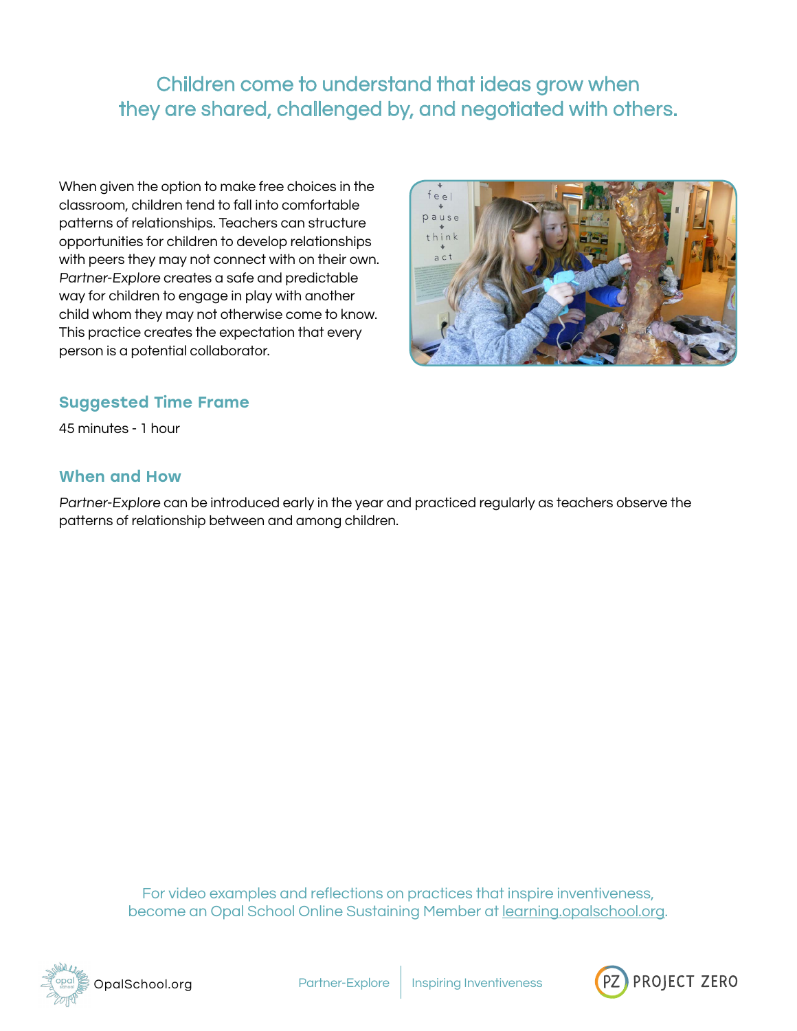## Children come to understand that ideas grow when they are shared, challenged by, and negotiated with others.

When given the option to make free choices in the classroom, children tend to fall into comfortable patterns of relationships. Teachers can structure opportunities for children to develop relationships with peers they may not connect with on their own. *Partner-Explore* creates a safe and predictable way for children to engage in play with another child whom they may not otherwise come to know. This practice creates the expectation that every person is a potential collaborator.

### Suggested Time Frame

45 minutes - 1 hour

### When and How

*Partner-Explore* can be introduced early in the year and practiced regularly as teachers observe the patterns of relationship between and among children.

For video examples and reflections on practices that inspire inventiveness, become an Opal School Online Sustaining Member at learning.opalschool.org.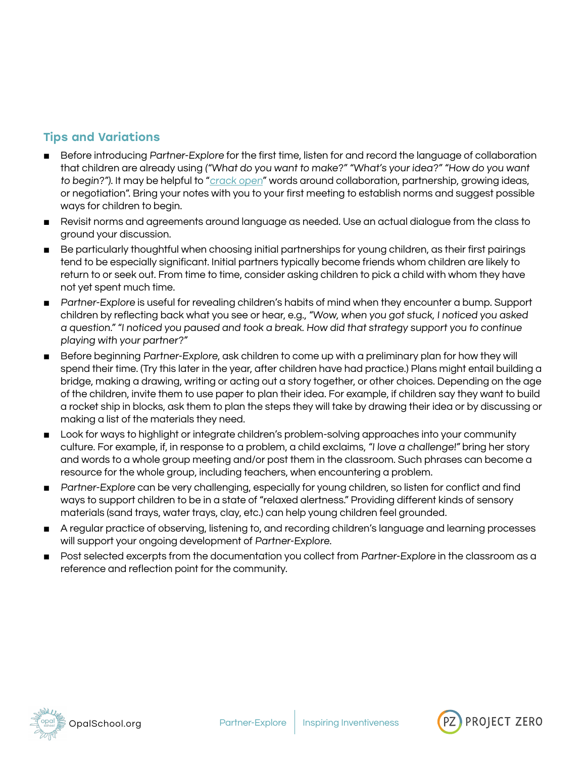## Tips and Variations

- Before introducing *Partner-Explore* for the first time, listen for and record the language of collaboration that children are already using *("What do you want to make?" "What's your idea?" "How do you want to begin?")*. It may be helpful to "crack open" words around collaboration, partnership, growing ideas, or negotiation". Bring your notes with you to your first meeting to establish norms and suggest possible ways for children to begin.
- Revisit norms and agreements around language as needed. Use an actual dialogue from the class to ground your discussion.
- Be particularly thoughtful when choosing initial partnerships for young children, as their first pairings tend to be especially significant. Initial partners typically become friends whom children are likely to return to or seek out. From time to time, consider asking children to pick a child with whom they have not yet spent much time.
- *Partner-Explore* is useful for revealing children's habits of mind when they encounter a bump. Support children by reflecting back what you see or hear, e.g., *"Wow, when you got stuck, I noticed you asked a question." "I noticed you paused and took a break. How did that strategy support you to continue playing with your partner?"*
- Before beginning *Partner-Explore*, ask children to come up with a preliminary plan for how they will spend their time. (Try this later in the year, after children have had practice.) Plans might entail building a bridge, making a drawing, writing or acting out a story together, or other choices. Depending on the age of the children, invite them to use paper to plan their idea. For example, if children say they want to build a rocket ship in blocks, ask them to plan the steps they will take by drawing their idea or by discussing or making a list of the materials they need.
- Look for ways to highlight or integrate children's problem-solving approaches into your community culture. For example, if, in response to a problem, a child exclaims, *"I love a challenge!"* bring her story and words to a whole group meeting and/or post them in the classroom. Such phrases can become a resource for the whole group, including teachers, when encountering a problem.
- *Partner-Explore* can be very challenging, especially for young children, so listen for conflict and find ways to support children to be in a state of "relaxed alertness." Providing different kinds of sensory materials (sand trays, water trays, clay, etc.) can help young children feel grounded.
- A regular practice of observing, listening to, and recording children's language and learning processes will support your ongoing development of *Partner-Explore*.
- Post selected excerpts from the documentation you collect from *Partner-Explore* in the classroom as a reference and reflection point for the community.